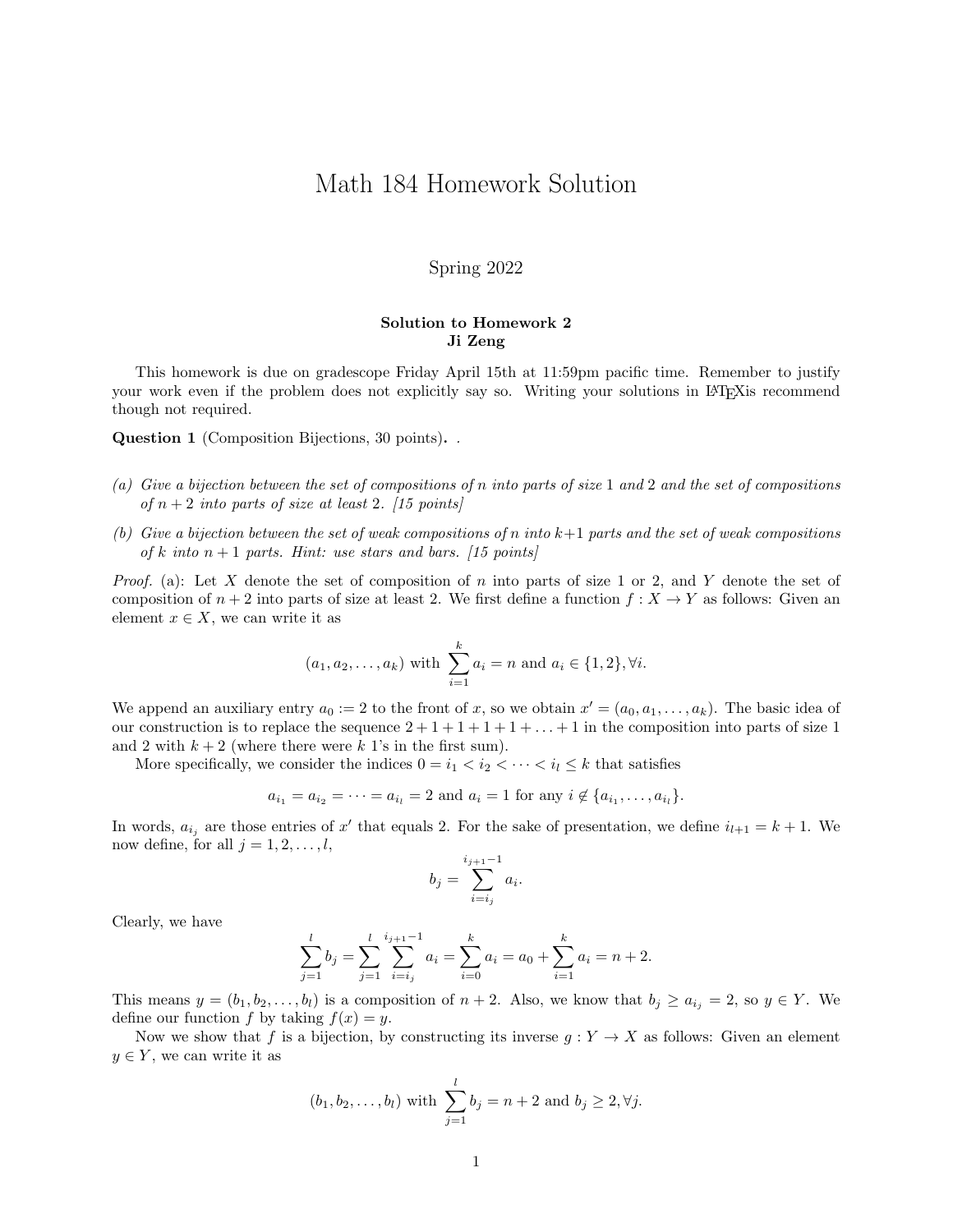# Math 184 Homework Solution

Spring 2022

**Solution to Homework 2**
**Ji Zeng**

This homework is due on gradescope Friday April 15th at 11:59pm pacific time. Remember to justify your work even if the problem does not explicitly say so. Writing your solutions in LaTeXis recommend though not required.

**Question 1** (Composition Bijections, 30 points)**.** .

*(a) Give a bijection between the set of compositions of $n$ into parts of size 1 and 2 and the set of compositions of $n+2$ into parts of size at least 2. [15 points]*

*(b) Give a bijection between the set of weak compositions of $n$ into $k+1$ parts and the set of weak compositions of $k$ into $n+1$ parts. Hint: use stars and bars. [15 points]*

*Proof.* (a): Let $X$ denote the set of composition of $n$ into parts of size 1 or 2, and $Y$ denote the set of composition of $n+2$ into parts of size at least 2. We first define a function $f : X \to Y$ as follows: Given an element $x \in X$, we can write it as

$$(a_1, a_2, \dots, a_k) \text{ with } \sum_{i=1}^{k} a_i = n \text{ and } a_i \in \{1, 2\}, \forall i.$$

We append an auxiliary entry $a_0 := 2$ to the front of $x$, so we obtain $x' = (a_0, a_1, \dots, a_k)$. The basic idea of our construction is to replace the sequence $2 + 1 + 1 + 1 + 1 + \dots + 1$ in the composition into parts of size 1 and 2 with $k + 2$ (where there were $k$ 1's in the first sum).

More specifically, we consider the indices $0 = i_1 < i_2 < \cdots < i_l \leq k$ that satisfies

$$a_{i_1} = a_{i_2} = \cdots = a_{i_l} = 2 \text{ and } a_i = 1 \text{ for any } i \notin \{a_{i_1}, \dots, a_{i_l}\}.$$

In words, $a_{i_j}$ are those entries of $x'$ that equals 2. For the sake of presentation, we define $i_{l+1} = k + 1$. We now define, for all $j = 1, 2, \dots, l$,

$$b_j = \sum_{i=i_j}^{i_{j+1}-1} a_i.$$

Clearly, we have

$$\sum_{j=1}^{l} b_j = \sum_{j=1}^{l} \sum_{i=i_j}^{i_{j+1}-1} a_i = \sum_{i=0}^{k} a_i = a_0 + \sum_{i=1}^{k} a_i = n + 2.$$

This means $y = (b_1, b_2, \dots, b_l)$ is a composition of $n + 2$. Also, we know that $b_j \geq a_{i_j} = 2$, so $y \in Y$. We define our function $f$ by taking $f(x) = y$.

Now we show that $f$ is a bijection, by constructing its inverse $g : Y \to X$ as follows: Given an element $y \in Y$, we can write it as

$$(b_1, b_2, \dots, b_l) \text{ with } \sum_{j=1}^{l} b_j = n + 2 \text{ and } b_j \geq 2, \forall j.$$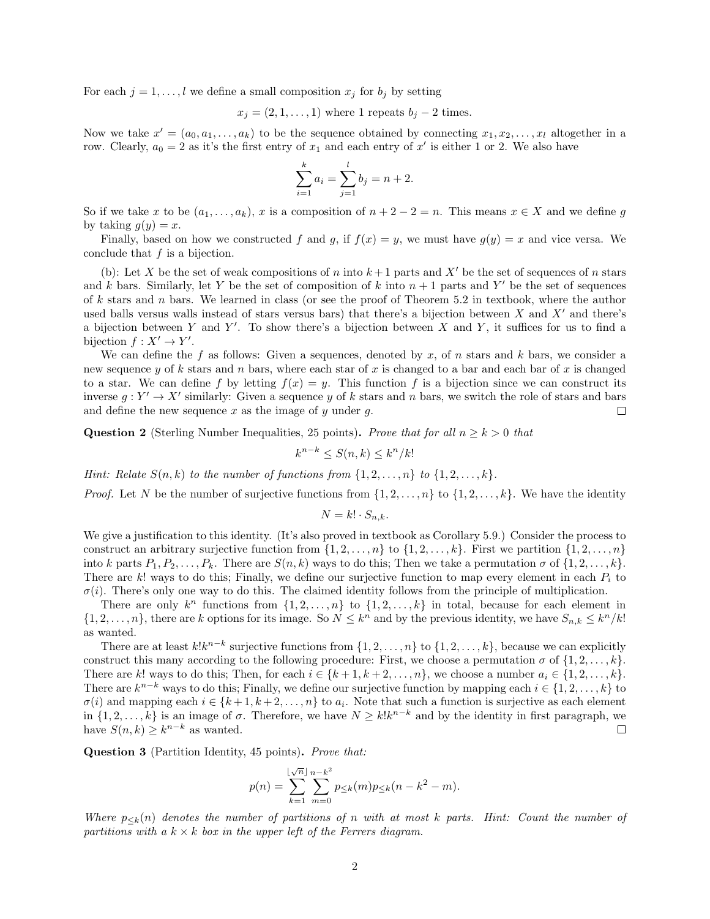For each $j = 1, \ldots, l$ we define a small composition $x_j$ for $b_j$ by setting

$$x_j = (2, 1, \ldots, 1) \text{ where 1 repeats } b_j - 2 \text{ times.}$$

Now we take $x' = (a_0, a_1, \ldots, a_k)$ to be the sequence obtained by connecting $x_1, x_2, \ldots, x_l$ altogether in a row. Clearly, $a_0 = 2$ as it's the first entry of $x_1$ and each entry of $x'$ is either 1 or 2. We also have

$$\sum_{i=1}^{k} a_i = \sum_{j=1}^{l} b_j = n + 2.$$

So if we take $x$ to be $(a_1, \ldots, a_k)$, $x$ is a composition of $n + 2 - 2 = n$. This means $x \in X$ and we define $g$ by taking $g(y) = x$.

Finally, based on how we constructed $f$ and $g$, if $f(x) = y$, we must have $g(y) = x$ and vice versa. We conclude that $f$ is a bijection.

(b): Let $X$ be the set of weak compositions of $n$ into $k+1$ parts and $X'$ be the set of sequences of $n$ stars and $k$ bars. Similarly, let $Y$ be the set of composition of $k$ into $n+1$ parts and $Y'$ be the set of sequences of $k$ stars and $n$ bars. We learned in class (or see the proof of Theorem 5.2 in textbook, where the author used balls versus walls instead of stars versus bars) that there's a bijection between $X$ and $X'$ and there's a bijection between $Y$ and $Y'$. To show there's a bijection between $X$ and $Y$, it suffices for us to find a bijection $f : X' \to Y'$.

We can define the $f$ as follows: Given a sequences, denoted by $x$, of $n$ stars and $k$ bars, we consider a new sequence $y$ of $k$ stars and $n$ bars, where each star of $x$ is changed to a bar and each bar of $x$ is changed to a star. We can define $f$ by letting $f(x) = y$. This function $f$ is a bijection since we can construct its inverse $g : Y' \to X'$ similarly: Given a sequence $y$ of $k$ stars and $n$ bars, we switch the role of stars and bars and define the new sequence $x$ as the image of $y$ under $g$. □

**Question 2** (Sterling Number Inequalities, 25 points). *Prove that for all $n \geq k > 0$ that*

$$k^{n-k} \leq S(n, k) \leq k^n / k!$$

*Hint: Relate $S(n, k)$ to the number of functions from $\{1, 2, \ldots, n\}$ to $\{1, 2, \ldots, k\}$.*

*Proof.* Let $N$ be the number of surjective functions from $\{1, 2, \ldots, n\}$ to $\{1, 2, \ldots, k\}$. We have the identity

$$N = k! \cdot S_{n,k}.$$

We give a justification to this identity. (It's also proved in textbook as Corollary 5.9.) Consider the process to construct an arbitrary surjective function from $\{1, 2, \ldots, n\}$ to $\{1, 2, \ldots, k\}$. First we partition $\{1, 2, \ldots, n\}$ into $k$ parts $P_1, P_2, \ldots, P_k$. There are $S(n, k)$ ways to do this; Then we take a permutation $\sigma$ of $\{1, 2, \ldots, k\}$. There are $k!$ ways to do this; Finally, we define our surjective function to map every element in each $P_i$ to $\sigma(i)$. There's only one way to do this. The claimed identity follows from the principle of multiplication.

There are only $k^n$ functions from $\{1, 2, \ldots, n\}$ to $\{1, 2, \ldots, k\}$ in total, because for each element in $\{1, 2, \ldots, n\}$, there are $k$ options for its image. So $N \leq k^n$ and by the previous identity, we have $S_{n,k} \leq k^n/k!$ as wanted.

There are at least $k!k^{n-k}$ surjective functions from $\{1, 2, \ldots, n\}$ to $\{1, 2, \ldots, k\}$, because we can explicitly construct this many according to the following procedure: First, we choose a permutation $\sigma$ of $\{1, 2, \ldots, k\}$. There are $k!$ ways to do this; Then, for each $i \in \{k+1, k+2, \ldots, n\}$, we choose a number $a_i \in \{1, 2, \ldots, k\}$. There are $k^{n-k}$ ways to do this; Finally, we define our surjective function by mapping each $i \in \{1, 2, \ldots, k\}$ to $\sigma(i)$ and mapping each $i \in \{k+1, k+2, \ldots, n\}$ to $a_i$. Note that such a function is surjective as each element in $\{1, 2, \ldots, k\}$ is an image of $\sigma$. Therefore, we have $N \geq k!k^{n-k}$ and by the identity in first paragraph, we have $S(n, k) \geq k^{n-k}$ as wanted. □

**Question 3** (Partition Identity, 45 points). *Prove that:*

$$p(n) = \sum_{k=1}^{\lfloor \sqrt{n} \rfloor} \sum_{m=0}^{n-k^2} p_{\leq k}(m) p_{\leq k}(n - k^2 - m).$$

*Where $p_{\leq k}(n)$ denotes the number of partitions of $n$ with at most $k$ parts. Hint: Count the number of partitions with a $k \times k$ box in the upper left of the Ferrers diagram.*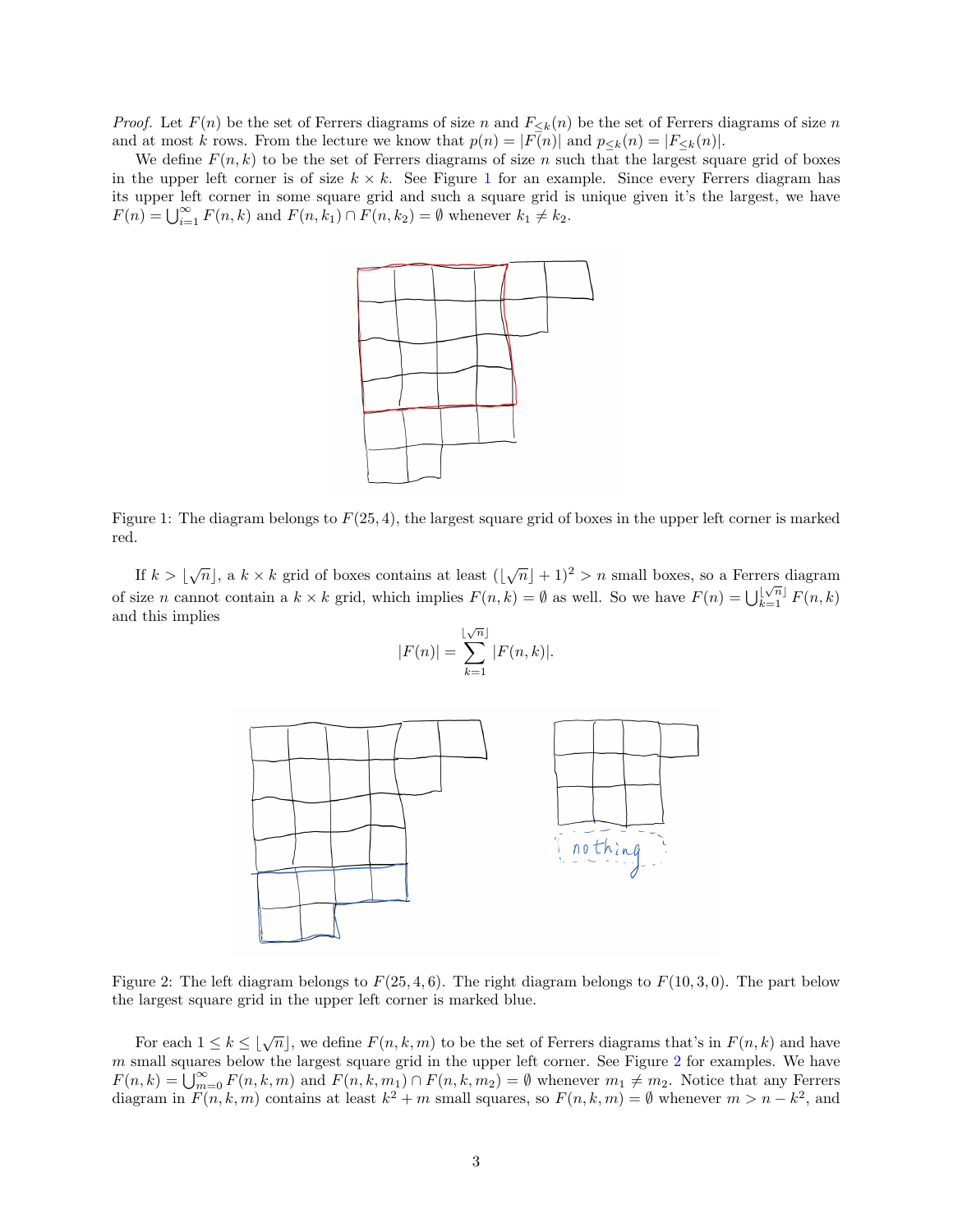*Proof.* Let $F(n)$ be the set of Ferrers diagrams of size $n$ and $F_{\leq k}(n)$ be the set of Ferrers diagrams of size $n$ and at most $k$ rows. From the lecture we know that $p(n) = |F(n)|$ and $p_{\leq k}(n) = |F_{\leq k}(n)|$.

We define $F(n, k)$ to be the set of Ferrers diagrams of size $n$ such that the largest square grid of boxes in the upper left corner is of size $k \times k$. See Figure 1 for an example. Since every Ferrers diagram has its upper left corner in some square grid and such a square grid is unique given it's the largest, we have $F(n) = \bigcup_{i=1}^{\infty} F(n, k)$ and $F(n, k_1) \cap F(n, k_2) = \emptyset$ whenever $k_1 \neq k_2$.

Figure 1: The diagram belongs to $F(25, 4)$, the largest square grid of boxes in the upper left corner is marked red.

If $k > \lfloor \sqrt{n} \rfloor$, a $k \times k$ grid of boxes contains at least $(\lfloor \sqrt{n} \rfloor + 1)^2 > n$ small boxes, so a Ferrers diagram of size $n$ cannot contain a $k \times k$ grid, which implies $F(n, k) = \emptyset$ as well. So we have $F(n) = \bigcup_{k=1}^{\lfloor \sqrt{n} \rfloor} F(n, k)$ and this implies

$$|F(n)| = \sum_{k=1}^{\lfloor \sqrt{n} \rfloor} |F(n, k)|.$$

Figure 2: The left diagram belongs to $F(25, 4, 6)$. The right diagram belongs to $F(10, 3, 0)$. The part below the largest square grid in the upper left corner is marked blue.

For each $1 \leq k \leq \lfloor \sqrt{n} \rfloor$, we define $F(n, k, m)$ to be the set of Ferrers diagrams that's in $F(n, k)$ and have $m$ small squares below the largest square grid in the upper left corner. See Figure 2 for examples. We have $F(n, k) = \bigcup_{m=0}^{\infty} F(n, k, m)$ and $F(n, k, m_1) \cap F(n, k, m_2) = \emptyset$ whenever $m_1 \neq m_2$. Notice that any Ferrers diagram in $F(n, k, m)$ contains at least $k^2 + m$ small squares, so $F(n, k, m) = \emptyset$ whenever $m > n - k^2$, and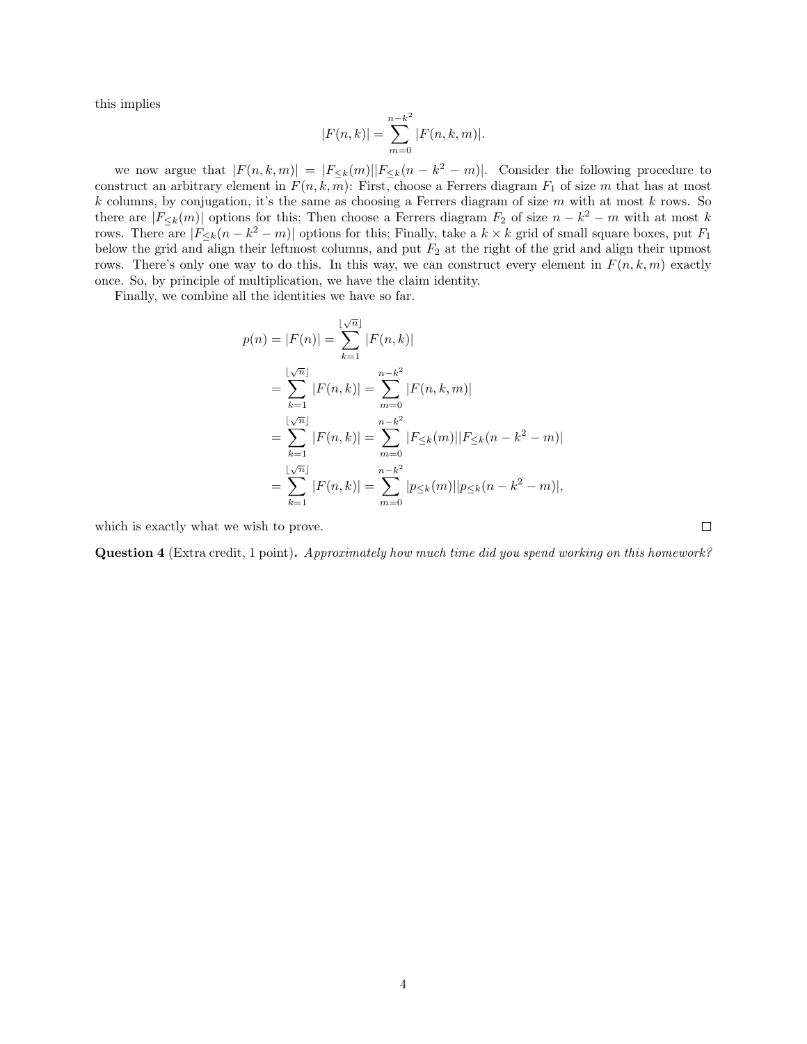this implies

$$|F(n,k)| = \sum_{m=0}^{n-k^2} |F(n,k,m)|.$$

we now argue that $|F(n,k,m)| = |F_{\leq k}(m)||F_{\leq k}(n-k^2-m)|$. Consider the following procedure to construct an arbitrary element in $F(n,k,m)$: First, choose a Ferrers diagram $F_1$ of size $m$ that has at most $k$ columns, by conjugation, it's the same as choosing a Ferrers diagram of size $m$ with at most $k$ rows. So there are $|F_{\leq k}(m)|$ options for this; Then choose a Ferrers diagram $F_2$ of size $n-k^2-m$ with at most $k$ rows. There are $|F_{\leq k}(n-k^2-m)|$ options for this; Finally, take a $k \times k$ grid of small square boxes, put $F_1$ below the grid and align their leftmost columns, and put $F_2$ at the right of the grid and align their upmost rows. There's only one way to do this. In this way, we can construct every element in $F(n,k,m)$ exactly once. So, by principle of multiplication, we have the claim identity.

Finally, we combine all the identities we have so far.

$$\begin{aligned}
p(n) = |F(n)| &= \sum_{k=1}^{\lfloor \sqrt{n} \rfloor} |F(n,k)| \\
&= \sum_{k=1}^{\lfloor \sqrt{n} \rfloor} |F(n,k)| = \sum_{m=0}^{n-k^2} |F(n,k,m)| \\
&= \sum_{k=1}^{\lfloor \sqrt{n} \rfloor} |F(n,k)| = \sum_{m=0}^{n-k^2} |F_{\leq k}(m)||F_{\leq k}(n-k^2-m)| \\
&= \sum_{k=1}^{\lfloor \sqrt{n} \rfloor} |F(n,k)| = \sum_{m=0}^{n-k^2} |p_{\leq k}(m)||p_{\leq k}(n-k^2-m)|,
\end{aligned}$$

which is exactly what we wish to prove. □

**Question 4** (Extra credit, 1 point)**.** *Approximately how much time did you spend working on this homework?*